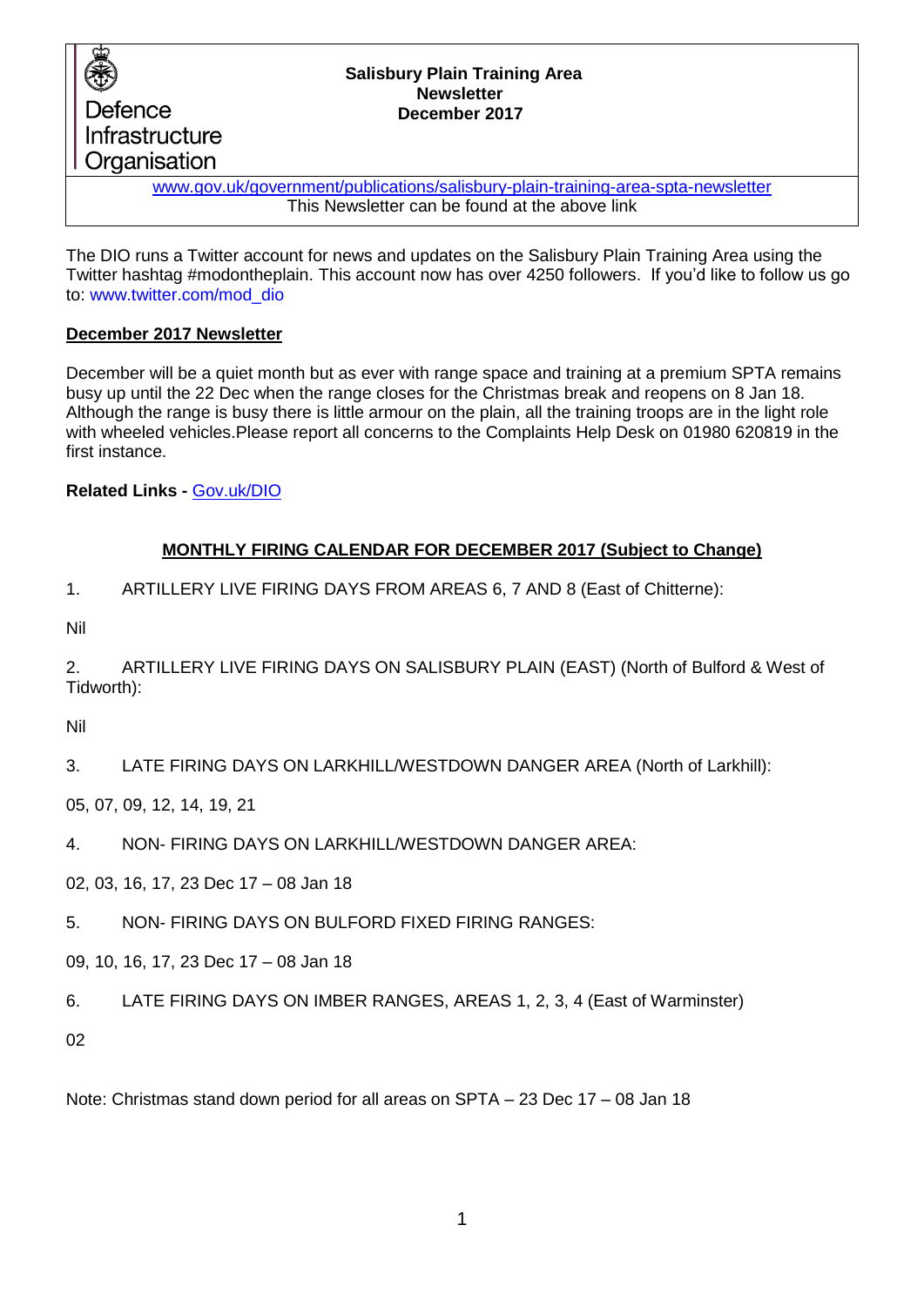Defence Infrastructure Organisation

**Salisbury Plain Training Area**
**Newsletter**
**December 2017**

[www.gov.uk/government/publications/salisbury-plain-training-area-spta-newsletter](http://www.gov.uk/government/publications/salisbury-plain-training-area-spta-newsletter)
This Newsletter can be found at the above link

The DIO runs a Twitter account for news and updates on the Salisbury Plain Training Area using the Twitter hashtag #modontheplain. This account now has over 4250 followers. If you'd like to follow us go to: www.twitter.com/mod_dio

## December 2017 Newsletter

December will be a quiet month but as ever with range space and training at a premium SPTA remains busy up until the 22 Dec when the range closes for the Christmas break and reopens on 8 Jan 18. Although the range is busy there is little armour on the plain, all the training troops are in the light role with wheeled vehicles.Please report all concerns to the Complaints Help Desk on 01980 620819 in the first instance.

**Related Links -** [Gov.uk/DIO](https://www.gov.uk/DIO)

## MONTHLY FIRING CALENDAR FOR DECEMBER 2017 (Subject to Change)

1. ARTILLERY LIVE FIRING DAYS FROM AREAS 6, 7 AND 8 (East of Chitterne):

Nil

2. ARTILLERY LIVE FIRING DAYS ON SALISBURY PLAIN (EAST) (North of Bulford & West of Tidworth):

Nil

3. LATE FIRING DAYS ON LARKHILL/WESTDOWN DANGER AREA (North of Larkhill):

05, 07, 09, 12, 14, 19, 21

4. NON- FIRING DAYS ON LARKHILL/WESTDOWN DANGER AREA:

02, 03, 16, 17, 23 Dec 17 – 08 Jan 18

5. NON- FIRING DAYS ON BULFORD FIXED FIRING RANGES:

09, 10, 16, 17, 23 Dec 17 – 08 Jan 18

6. LATE FIRING DAYS ON IMBER RANGES, AREAS 1, 2, 3, 4 (East of Warminster)

02

Note: Christmas stand down period for all areas on SPTA – 23 Dec 17 – 08 Jan 18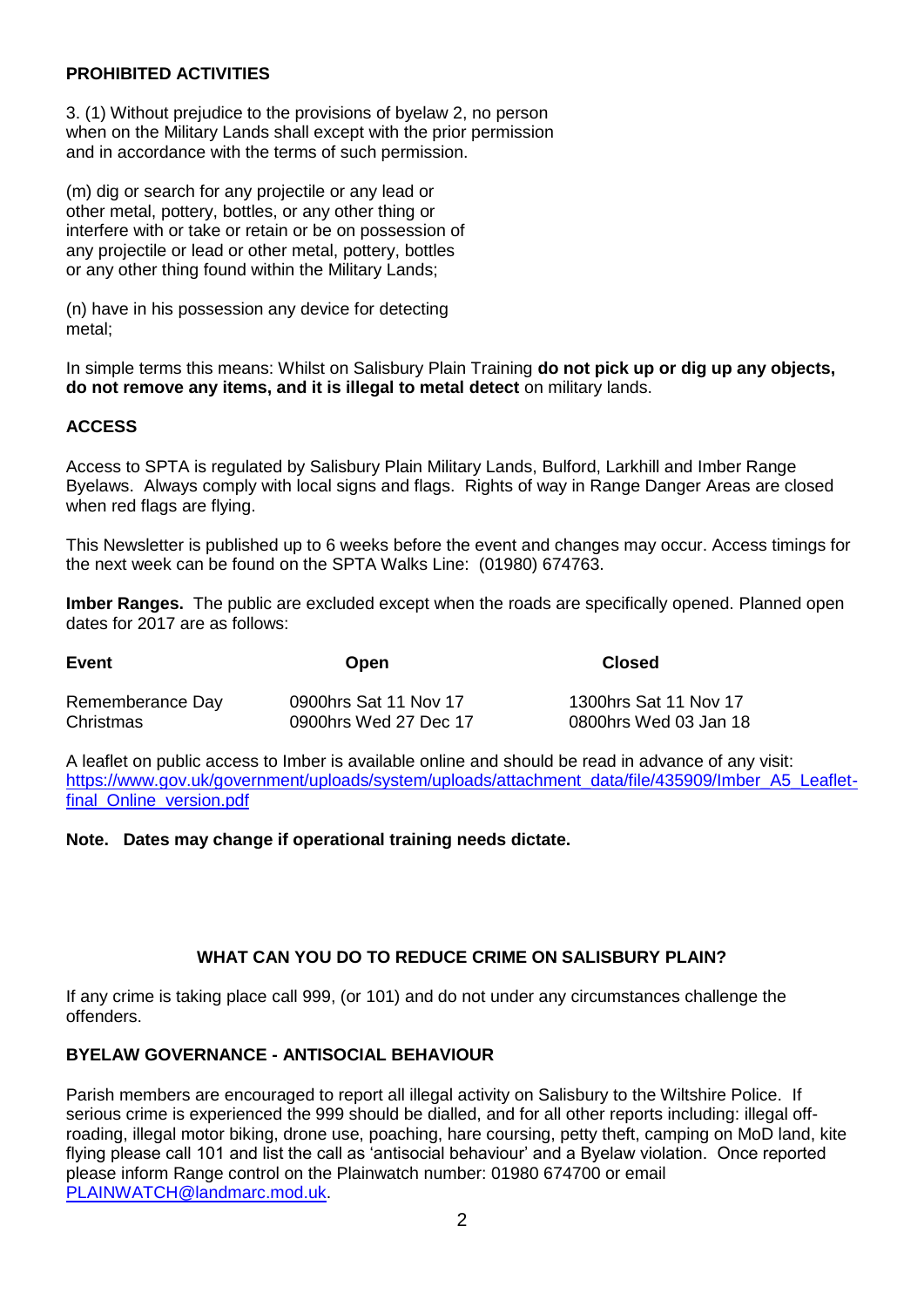## PROHIBITED ACTIVITIES

3. (1) Without prejudice to the provisions of byelaw 2, no person when on the Military Lands shall except with the prior permission and in accordance with the terms of such permission.

(m) dig or search for any projectile or any lead or other metal, pottery, bottles, or any other thing or interfere with or take or retain or be on possession of any projectile or lead or other metal, pottery, bottles or any other thing found within the Military Lands;

(n) have in his possession any device for detecting metal;

In simple terms this means: Whilst on Salisbury Plain Training **do not pick up or dig up any objects, do not remove any items, and it is illegal to metal detect** on military lands.

## ACCESS

Access to SPTA is regulated by Salisbury Plain Military Lands, Bulford, Larkhill and Imber Range Byelaws. Always comply with local signs and flags. Rights of way in Range Danger Areas are closed when red flags are flying.

This Newsletter is published up to 6 weeks before the event and changes may occur. Access timings for the next week can be found on the SPTA Walks Line: (01980) 674763.

**Imber Ranges.** The public are excluded except when the roads are specifically opened. Planned open dates for 2017 are as follows:

| Event | Open | Closed |
|---|---|---|
| Rememberance Day | 0900hrs Sat 11 Nov 17 | 1300hrs Sat 11 Nov 17 |
| Christmas | 0900hrs Wed 27 Dec 17 | 0800hrs Wed 03 Jan 18 |

A leaflet on public access to Imber is available online and should be read in advance of any visit: https://www.gov.uk/government/uploads/system/uploads/attachment_data/file/435909/Imber_A5_Leaflet-final_Online_version.pdf

**Note. Dates may change if operational training needs dictate.**

## WHAT CAN YOU DO TO REDUCE CRIME ON SALISBURY PLAIN?

If any crime is taking place call 999, (or 101) and do not under any circumstances challenge the offenders.

## BYELAW GOVERNANCE - ANTISOCIAL BEHAVIOUR

Parish members are encouraged to report all illegal activity on Salisbury to the Wiltshire Police. If serious crime is experienced the 999 should be dialled, and for all other reports including: illegal off-roading, illegal motor biking, drone use, poaching, hare coursing, petty theft, camping on MoD land, kite flying please call 101 and list the call as 'antisocial behaviour' and a Byelaw violation. Once reported please inform Range control on the Plainwatch number: 01980 674700 or email PLAINWATCH@landmarc.mod.uk.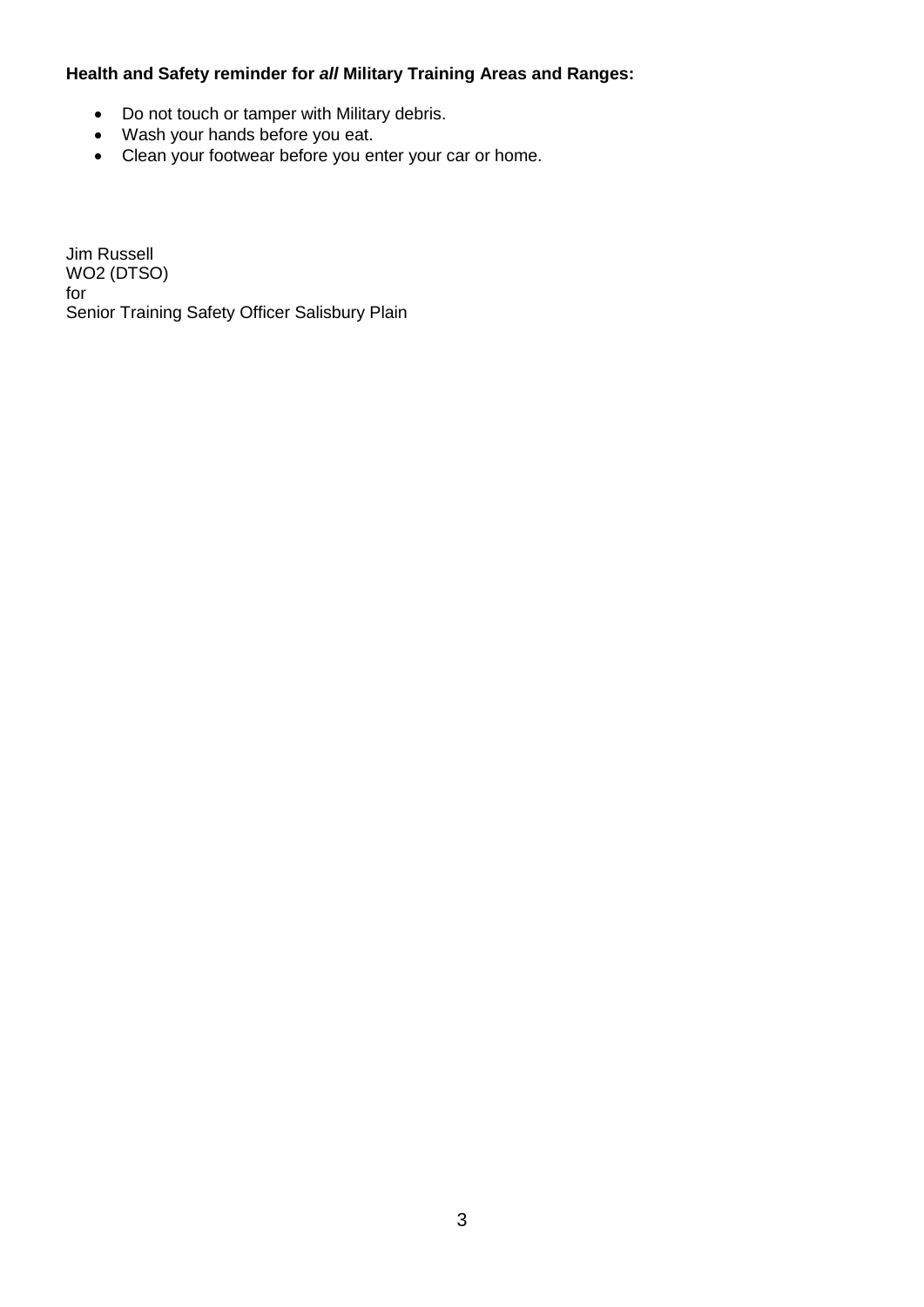**Health and Safety reminder for *all* Military Training Areas and Ranges:**

- Do not touch or tamper with Military debris.
- Wash your hands before you eat.
- Clean your footwear before you enter your car or home.

Jim Russell
WO2 (DTSO)
for
Senior Training Safety Officer Salisbury Plain